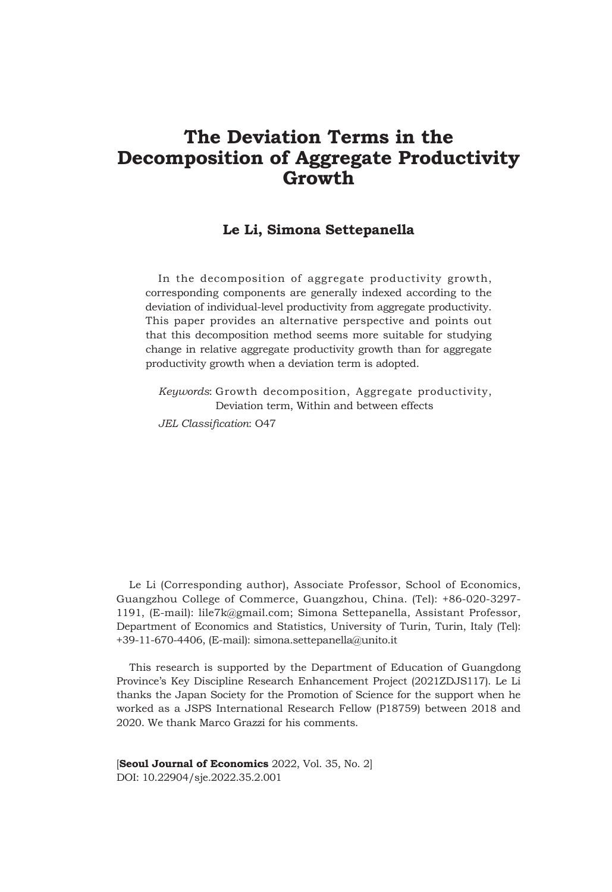# The Deviation Terms in the Decomposition of Aggregate Productivity Growth

**Le Li, Simona Settepanella**

In the decomposition of aggregate productivity growth, corresponding components are generally indexed according to the deviation of individual-level productivity from aggregate productivity. This paper provides an alternative perspective and points out that this decomposition method seems more suitable for studying change in relative aggregate productivity growth than for aggregate productivity growth when a deviation term is adopted.

*Keywords*: Growth decomposition, Aggregate productivity, Deviation term, Within and between effects

*JEL Classification*: O47

Le Li (Corresponding author), Associate Professor, School of Economics, Guangzhou College of Commerce, Guangzhou, China. (Tel): +86-020-3297-1191, (E-mail): lile7k@gmail.com; Simona Settepanella, Assistant Professor, Department of Economics and Statistics, University of Turin, Turin, Italy (Tel): +39-11-670-4406, (E-mail): simona.settepanella@unito.it

This research is supported by the Department of Education of Guangdong Province's Key Discipline Research Enhancement Project (2021ZDJS117). Le Li thanks the Japan Society for the Promotion of Science for the support when he worked as a JSPS International Research Fellow (P18759) between 2018 and 2020. We thank Marco Grazzi for his comments.

[**Seoul Journal of Economics** 2022, Vol. 35, No. 2]
DOI: 10.22904/sje.2022.35.2.001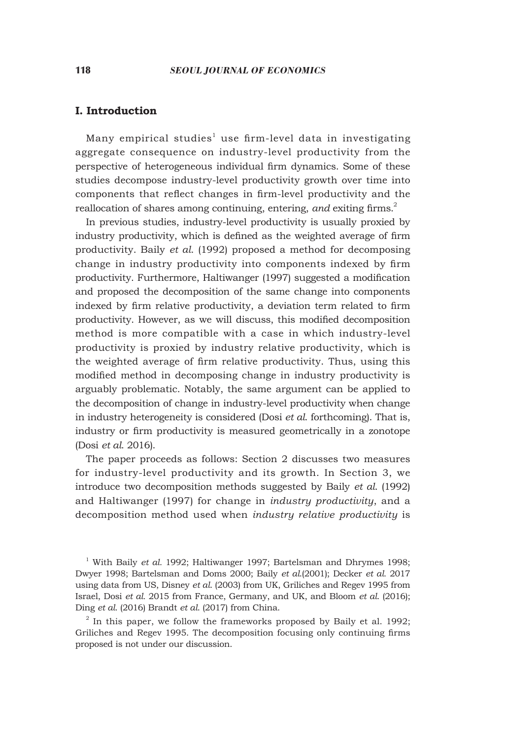## I. Introduction

Many empirical studies[1] use firm-level data in investigating aggregate consequence on industry-level productivity from the perspective of heterogeneous individual firm dynamics. Some of these studies decompose industry-level productivity growth over time into components that reflect changes in firm-level productivity and the reallocation of shares among continuing, entering, *and* exiting firms.[2]

In previous studies, industry-level productivity is usually proxied by industry productivity, which is defined as the weighted average of firm productivity. Baily *et al.* (1992) proposed a method for decomposing change in industry productivity into components indexed by firm productivity. Furthermore, Haltiwanger (1997) suggested a modification and proposed the decomposition of the same change into components indexed by firm relative productivity, a deviation term related to firm productivity. However, as we will discuss, this modified decomposition method is more compatible with a case in which industry-level productivity is proxied by industry relative productivity, which is the weighted average of firm relative productivity. Thus, using this modified method in decomposing change in industry productivity is arguably problematic. Notably, the same argument can be applied to the decomposition of change in industry-level productivity when change in industry heterogeneity is considered (Dosi *et al.* forthcoming). That is, industry or firm productivity is measured geometrically in a zonotope (Dosi *et al.* 2016).

The paper proceeds as follows: Section 2 discusses two measures for industry-level productivity and its growth. In Section 3, we introduce two decomposition methods suggested by Baily *et al.* (1992) and Haltiwanger (1997) for change in *industry productivity*, and a decomposition method used when *industry relative productivity* is

---

[1] With Baily *et al.* 1992; Haltiwanger 1997; Bartelsman and Dhrymes 1998; Dwyer 1998; Bartelsman and Doms 2000; Baily *et al.*(2001); Decker *et al.* 2017 using data from US, Disney *et al.* (2003) from UK, Griliches and Regev 1995 from Israel, Dosi *et al.* 2015 from France, Germany, and UK, and Bloom *et al.* (2016); Ding *et al.* (2016) Brandt *et al.* (2017) from China.

[2] In this paper, we follow the frameworks proposed by Baily et al. 1992; Griliches and Regev 1995. The decomposition focusing only continuing firms proposed is not under our discussion.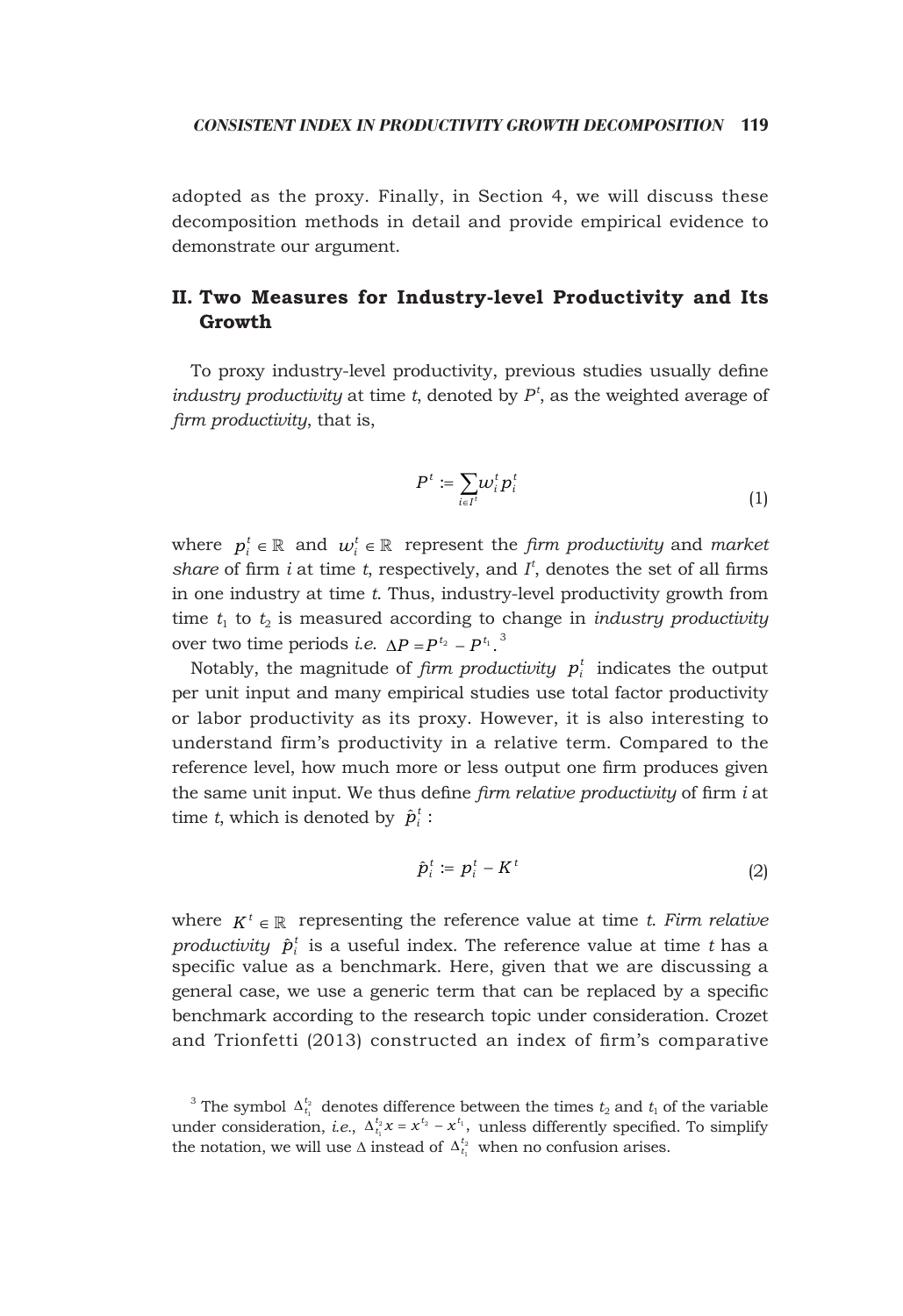adopted as the proxy. Finally, in Section 4, we will discuss these decomposition methods in detail and provide empirical evidence to demonstrate our argument.

## II. Two Measures for Industry-level Productivity and Its Growth

To proxy industry-level productivity, previous studies usually define *industry productivity* at time *t*, denoted by $P^t$, as the weighted average of *firm productivity*, that is,

$$P^t := \sum_{i \in I^t} w_i^t p_i^t \tag{1}$$

where $p_i^t \in \mathbb{R}$ and $w_i^t \in \mathbb{R}$ represent the *firm productivity* and *market share* of firm *i* at time *t*, respectively, and $I^t$, denotes the set of all firms in one industry at time *t*. Thus, industry-level productivity growth from time $t_1$ to $t_2$ is measured according to change in *industry productivity* over two time periods *i.e.* $\Delta P = P^{t_2} - P^{t_1}$.[3]

Notably, the magnitude of *firm productivity* $p_i^t$ indicates the output per unit input and many empirical studies use total factor productivity or labor productivity as its proxy. However, it is also interesting to understand firm's productivity in a relative term. Compared to the reference level, how much more or less output one firm produces given the same unit input. We thus define *firm relative productivity* of firm *i* at time *t*, which is denoted by $\hat{p}_i^t$ :

$$\hat{p}_i^t := p_i^t - K^t \tag{2}$$

where $K^t \in \mathbb{R}$ representing the reference value at time *t*. *Firm relative productivity* $\hat{p}_i^t$ is a useful index. The reference value at time *t* has a specific value as a benchmark. Here, given that we are discussing a general case, we use a generic term that can be replaced by a specific benchmark according to the research topic under consideration. Crozet and Trionfetti (2013) constructed an index of firm's comparative

[3] The symbol $\Delta_{t_1}^{t_2}$ denotes difference between the times $t_2$ and $t_1$ of the variable under consideration, *i.e.*, $\Delta_{t_1}^{t_2} x = x^{t_2} - x^{t_1}$, unless differently specified. To simplify the notation, we will use $\Delta$ instead of $\Delta_{t_1}^{t_2}$ when no confusion arises.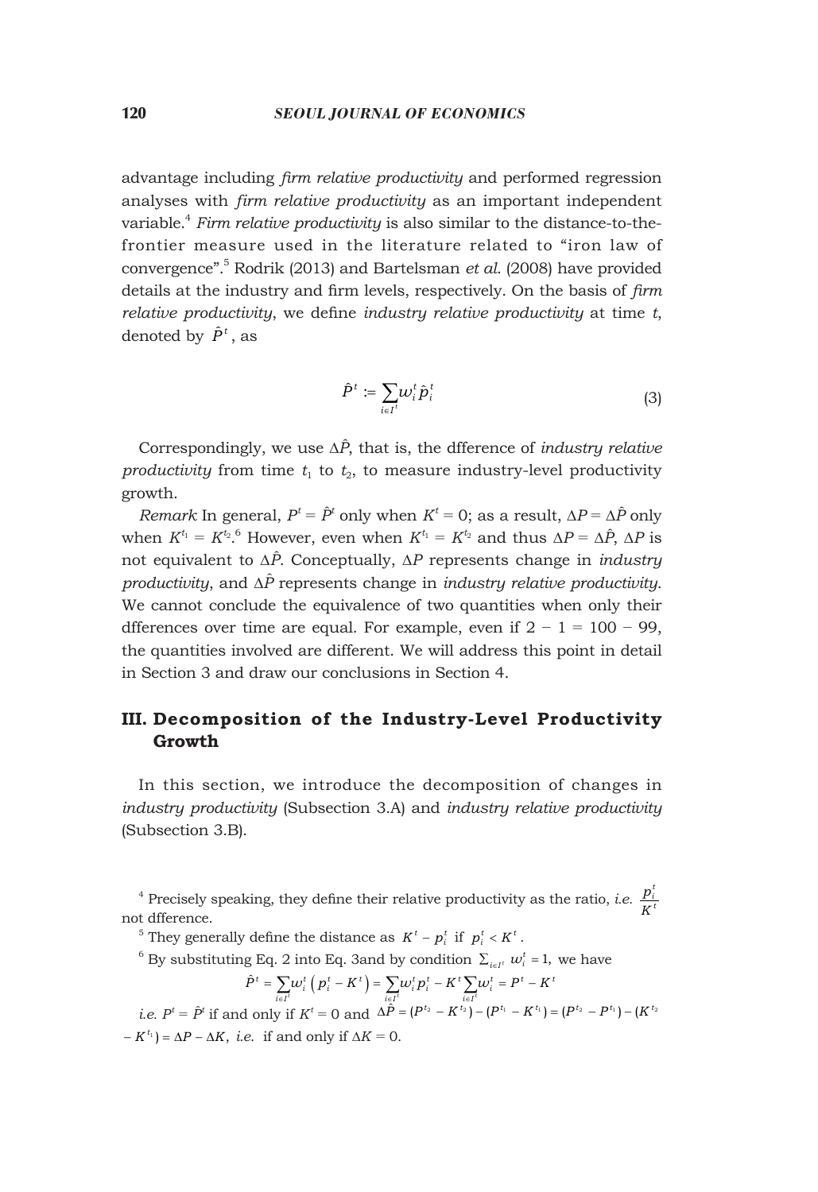advantage including *firm relative productivity* and performed regression analyses with *firm relative productivity* as an important independent variable.[4] *Firm relative productivity* is also similar to the distance-to-the-frontier measure used in the literature related to "iron law of convergence".[5] Rodrik (2013) and Bartelsman *et al.* (2008) have provided details at the industry and firm levels, respectively. On the basis of *firm relative productivity*, we define *industry relative productivity* at time $t$, denoted by $\hat{P}^t$, as

$$\hat{P}^t := \sum_{i \in I^t} w_i^t \hat{p}_i^t \tag{3}$$

Correspondingly, we use $\Delta\hat{P}$, that is, the dfference of *industry relative productivity* from time $t_1$ to $t_2$, to measure industry-level productivity growth.

*Remark* In general, $P^t = \hat{P}^t$ only when $K^t = 0$; as a result, $\Delta P = \Delta\hat{P}$ only when $K^{t_1} = K^{t_2}$.[6] However, even when $K^{t_1} = K^{t_2}$ and thus $\Delta P = \Delta\hat{P}$, $\Delta P$ is not equivalent to $\Delta\hat{P}$. Conceptually, $\Delta P$ represents change in *industry productivity*, and $\Delta\hat{P}$ represents change in *industry relative productivity*. We cannot conclude the equivalence of two quantities when only their dfferences over time are equal. For example, even if $2 - 1 = 100 - 99$, the quantities involved are different. We will address this point in detail in Section 3 and draw our conclusions in Section 4.

## III. Decomposition of the Industry-Level Productivity Growth

In this section, we introduce the decomposition of changes in *industry productivity* (Subsection 3.A) and *industry relative productivity* (Subsection 3.B).

---

[4] Precisely speaking, they define their relative productivity as the ratio, *i.e.* $\frac{p_i^t}{K^t}$ not dfference.

[5] They generally define the distance as $K^t - p_i^t$ if $p_i^t < K^t$.

[6] By substituting Eq. 2 into Eq. 3and by condition $\sum_{i \in I^t} w_i^t = 1$, we have

$$\hat{P}^t = \sum_{i \in I^t} w_i^t \left( p_i^t - K^t \right) = \sum_{i \in I^t} w_i^t p_i^t - K^t \sum_{i \in I^t} w_i^t = P^t - K^t$$

*i.e.* $P^t = \hat{P}^t$ if and only if $K^t = 0$ and $\Delta\hat{P} = (P^{t_2} - K^{t_2}) - (P^{t_1} - K^{t_1}) = (P^{t_2} - P^{t_1}) - (K^{t_2} - K^{t_1}) = \Delta P - \Delta K$, *i.e.* if and only if $\Delta K = 0$.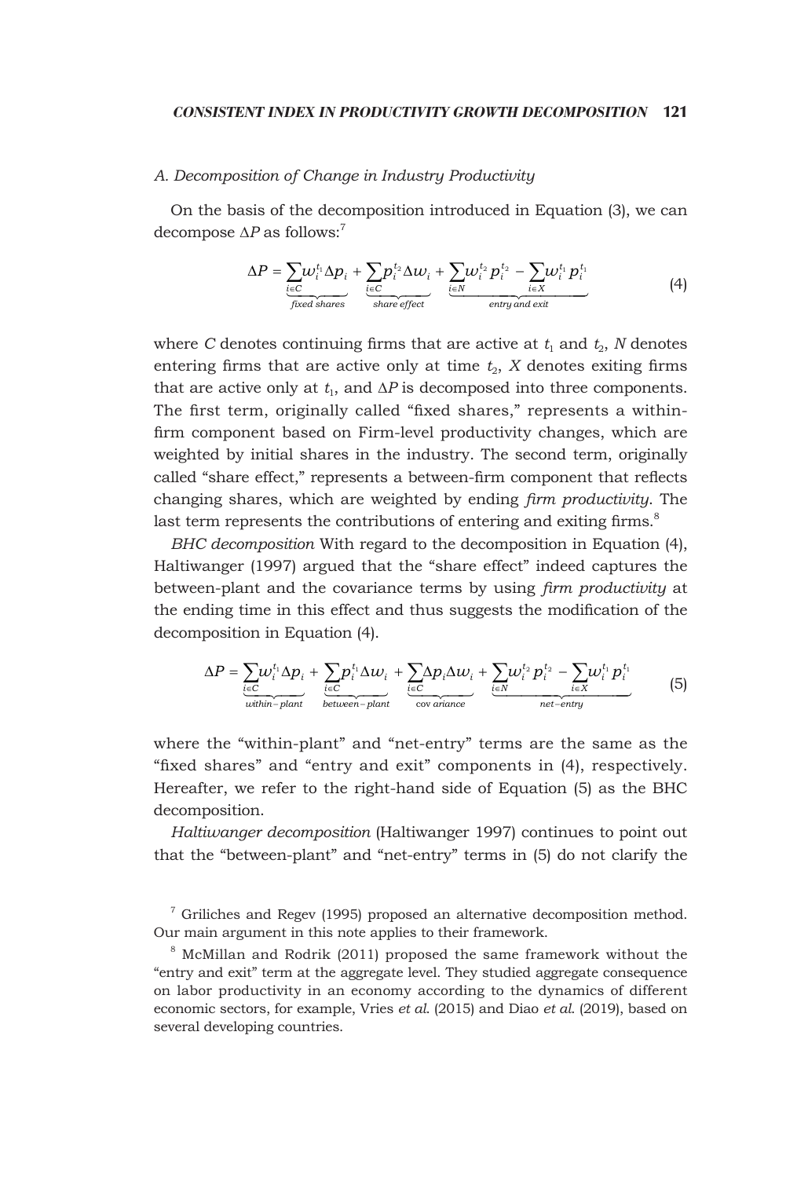### A. Decomposition of Change in Industry Productivity

On the basis of the decomposition introduced in Equation (3), we can decompose $\Delta P$ as follows:[7]

$$\Delta P = \underbrace{\sum_{i \in C} w_i^{t_1} \Delta p_i}_{\text{fixed shares}} + \underbrace{\sum_{i \in C} p_i^{t_2} \Delta w_i}_{\text{share effect}} + \underbrace{\sum_{i \in N} w_i^{t_2} p_i^{t_2} - \sum_{i \in X} w_i^{t_1} p_i^{t_1}}_{\text{entry and exit}} \tag{4}$$

where $C$ denotes continuing firms that are active at $t_1$ and $t_2$, $N$ denotes entering firms that are active only at time $t_2$, $X$ denotes exiting firms that are active only at $t_1$, and $\Delta P$ is decomposed into three components. The first term, originally called "fixed shares," represents a within-firm component based on Firm-level productivity changes, which are weighted by initial shares in the industry. The second term, originally called "share effect," represents a between-firm component that reflects changing shares, which are weighted by ending *firm productivity*. The last term represents the contributions of entering and exiting firms.[8]

*BHC decomposition* With regard to the decomposition in Equation (4), Haltiwanger (1997) argued that the "share effect" indeed captures the between-plant and the covariance terms by using *firm productivity* at the ending time in this effect and thus suggests the modification of the decomposition in Equation (4).

$$\Delta P = \underbrace{\sum_{i \in C} w_i^{t_1} \Delta p_i}_{\text{within-plant}} + \underbrace{\sum_{i \in C} p_i^{t_1} \Delta w_i}_{\text{between-plant}} + \underbrace{\sum_{i \in C} \Delta p_i \Delta w_i}_{\text{cov ariance}} + \underbrace{\sum_{i \in N} w_i^{t_2} p_i^{t_2} - \sum_{i \in X} w_i^{t_1} p_i^{t_1}}_{\text{net-entry}} \tag{5}$$

where the "within-plant" and "net-entry" terms are the same as the "fixed shares" and "entry and exit" components in (4), respectively. Hereafter, we refer to the right-hand side of Equation (5) as the BHC decomposition.

*Haltiwanger decomposition* (Haltiwanger 1997) continues to point out that the "between-plant" and "net-entry" terms in (5) do not clarify the

[7] Griliches and Regev (1995) proposed an alternative decomposition method. Our main argument in this note applies to their framework.

[8] McMillan and Rodrik (2011) proposed the same framework without the "entry and exit" term at the aggregate level. They studied aggregate consequence on labor productivity in an economy according to the dynamics of different economic sectors, for example, Vries *et al*. (2015) and Diao *et al*. (2019), based on several developing countries.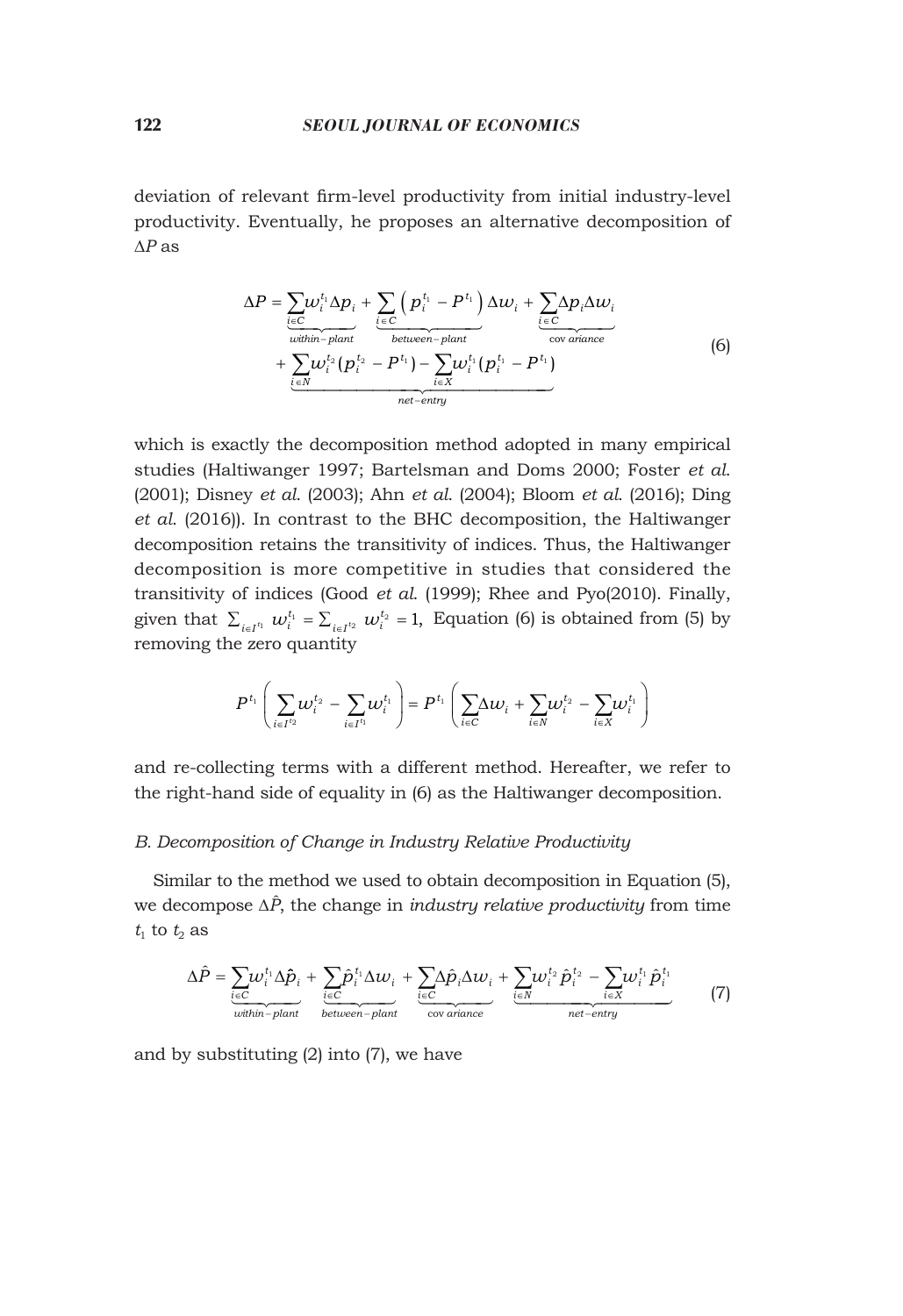deviation of relevant firm-level productivity from initial industry-level productivity. Eventually, he proposes an alternative decomposition of $\Delta P$ as

$$\Delta P = \underbrace{\sum_{i \in C} w_i^{t_1} \Delta p_i}_{within-plant} + \underbrace{\sum_{i \in C} \left( p_i^{t_1} - P^{t_1} \right) \Delta w_i}_{between-plant} + \underbrace{\sum_{i \in C} \Delta p_i \Delta w_i}_{\text{cov ariance}}$$
$$+ \underbrace{\sum_{i \in N} w_i^{t_2} (p_i^{t_2} - P^{t_1}) - \sum_{i \in X} w_i^{t_1} (p_i^{t_1} - P^{t_1})}_{net-entry} \tag{6}$$

which is exactly the decomposition method adopted in many empirical studies (Haltiwanger 1997; Bartelsman and Doms 2000; Foster *et al.* (2001); Disney *et al.* (2003); Ahn *et al.* (2004); Bloom *et al.* (2016); Ding *et al.* (2016)). In contrast to the BHC decomposition, the Haltiwanger decomposition retains the transitivity of indices. Thus, the Haltiwanger decomposition is more competitive in studies that considered the transitivity of indices (Good *et al.* (1999); Rhee and Pyo(2010). Finally, given that $\sum_{i \in I^{t_1}} w_i^{t_1} = \sum_{i \in I^{t_2}} w_i^{t_2} = 1$, Equation (6) is obtained from (5) by removing the zero quantity

$$P^{t_1} \left( \sum_{i \in I^{t_2}} w_i^{t_2} - \sum_{i \in I^{t_1}} w_i^{t_1} \right) = P^{t_1} \left( \sum_{i \in C} \Delta w_i + \sum_{i \in N} w_i^{t_2} - \sum_{i \in X} w_i^{t_1} \right)$$

and re-collecting terms with a different method. Hereafter, we refer to the right-hand side of equality in (6) as the Haltiwanger decomposition.

### B. Decomposition of Change in Industry Relative Productivity

Similar to the method we used to obtain decomposition in Equation (5), we decompose $\Delta \hat{P}$, the change in *industry relative productivity* from time $t_1$ to $t_2$ as

$$\Delta \hat{P} = \underbrace{\sum_{i \in C} w_i^{t_1} \Delta \hat{p}_i}_{within-plant} + \underbrace{\sum_{i \in C} \hat{p}_i^{t_1} \Delta w_i}_{between-plant} + \underbrace{\sum_{i \in C} \Delta \hat{p}_i \Delta w_i}_{\text{cov ariance}} + \underbrace{\sum_{i \in N} w_i^{t_2} \hat{p}_i^{t_2} - \sum_{i \in X} w_i^{t_1} \hat{p}_i^{t_1}}_{net-entry} \tag{7}$$

and by substituting (2) into (7), we have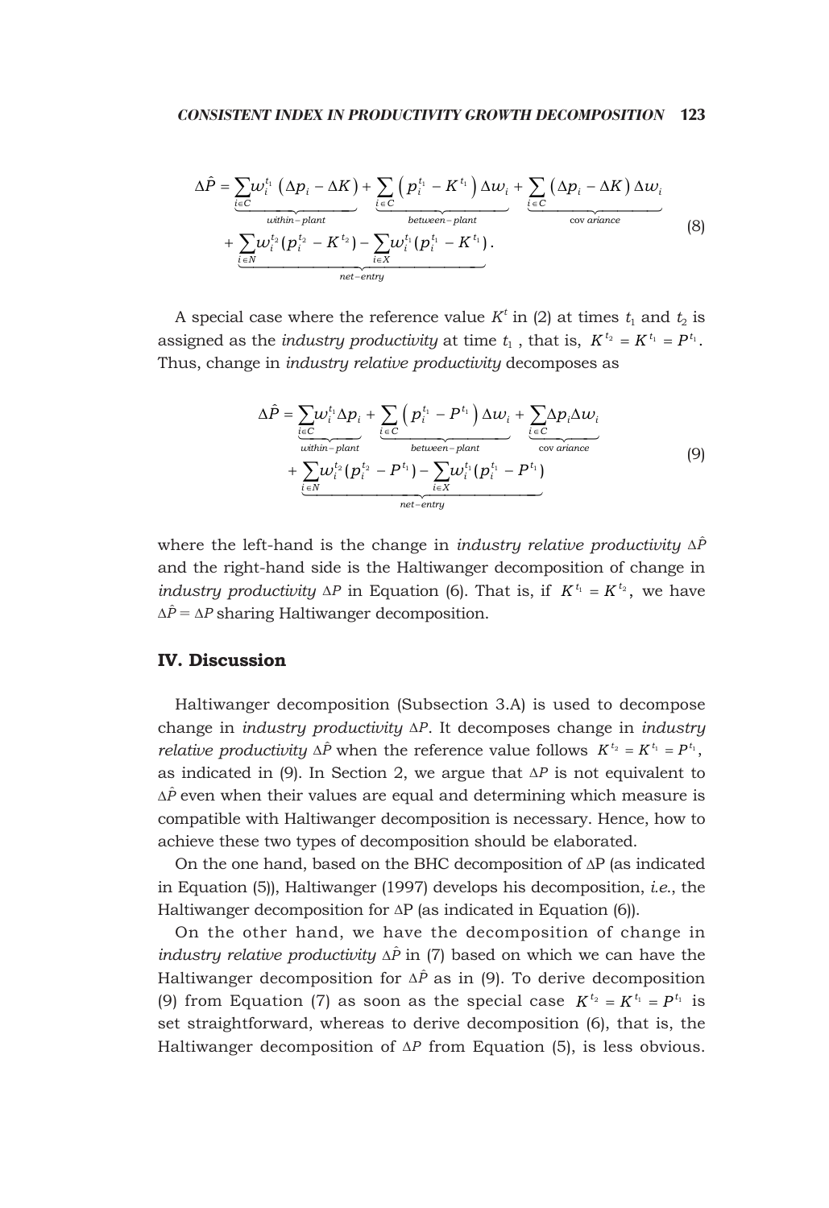$$
\Delta \hat{P} = \underbrace{\sum_{i \in C} w_i^{t_1} \left( \Delta p_i - \Delta K \right)}_{within-plant} + \underbrace{\sum_{i \in C} \left( p_i^{t_1} - K^{t_1} \right) \Delta w_i}_{between-plant} + \underbrace{\sum_{i \in C} \left( \Delta p_i - \Delta K \right) \Delta w_i}_{\text{cov}\,ariance}
$$
$$
+ \underbrace{\sum_{i \in N} w_i^{t_2} (p_i^{t_2} - K^{t_2}) - \sum_{i \in X} w_i^{t_1} (p_i^{t_1} - K^{t_1})}_{net-entry}. \tag{8}
$$

A special case where the reference value $K^t$ in (2) at times $t_1$ and $t_2$ is assigned as the *industry productivity* at time $t_1$, that is, $K^{t_2} = K^{t_1} = P^{t_1}$. Thus, change in *industry relative productivity* decomposes as

$$
\Delta \hat{P} = \underbrace{\sum_{i \in C} w_i^{t_1} \Delta p_i}_{within-plant} + \underbrace{\sum_{i \in C} \left( p_i^{t_1} - P^{t_1} \right) \Delta w_i}_{between-plant} + \underbrace{\sum_{i \in C} \Delta p_i \Delta w_i}_{\text{cov}\,ariance}
$$
$$
+ \underbrace{\sum_{i \in N} w_i^{t_2} (p_i^{t_2} - P^{t_1}) - \sum_{i \in X} w_i^{t_1} (p_i^{t_1} - P^{t_1})}_{net-entry} \tag{9}
$$

where the left-hand is the change in *industry relative productivity* $\Delta \hat{P}$ and the right-hand side is the Haltiwanger decomposition of change in *industry productivity* $\Delta P$ in Equation (6). That is, if $K^{t_1} = K^{t_2}$, we have $\Delta \hat{P} = \Delta P$ sharing Haltiwanger decomposition.

## IV. Discussion

Haltiwanger decomposition (Subsection 3.A) is used to decompose change in *industry productivity* $\Delta P$. It decomposes change in *industry relative productivity* $\Delta \hat{P}$ when the reference value follows $K^{t_2} = K^{t_1} = P^{t_1}$, as indicated in (9). In Section 2, we argue that $\Delta P$ is not equivalent to $\Delta \hat{P}$ even when their values are equal and determining which measure is compatible with Haltiwanger decomposition is necessary. Hence, how to achieve these two types of decomposition should be elaborated.

On the one hand, based on the BHC decomposition of $\Delta P$ (as indicated in Equation (5)), Haltiwanger (1997) develops his decomposition, *i.e.*, the Haltiwanger decomposition for $\Delta P$ (as indicated in Equation (6)).

On the other hand, we have the decomposition of change in *industry relative productivity* $\Delta \hat{P}$ in (7) based on which we can have the Haltiwanger decomposition for $\Delta \hat{P}$ as in (9). To derive decomposition (9) from Equation (7) as soon as the special case $K^{t_2} = K^{t_1} = P^{t_1}$ is set straightforward, whereas to derive decomposition (6), that is, the Haltiwanger decomposition of $\Delta P$ from Equation (5), is less obvious.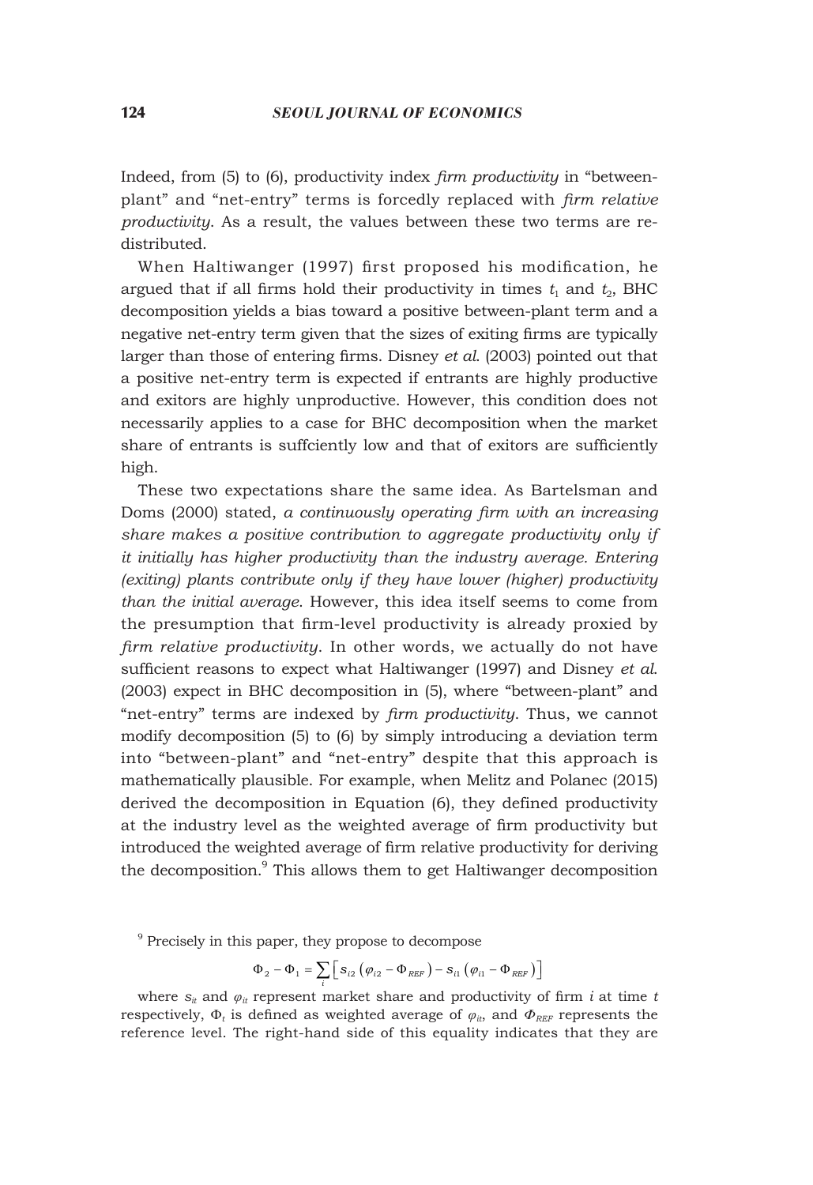Indeed, from (5) to (6), productivity index *firm productivity* in "between-plant" and "net-entry" terms is forcedly replaced with *firm relative productivity*. As a result, the values between these two terms are re-distributed.

When Haltiwanger (1997) first proposed his modification, he argued that if all firms hold their productivity in times $t_1$ and $t_2$, BHC decomposition yields a bias toward a positive between-plant term and a negative net-entry term given that the sizes of exiting firms are typically larger than those of entering firms. Disney *et al.* (2003) pointed out that a positive net-entry term is expected if entrants are highly productive and exitors are highly unproductive. However, this condition does not necessarily applies to a case for BHC decomposition when the market share of entrants is suffciently low and that of exitors are sufficiently high.

These two expectations share the same idea. As Bartelsman and Doms (2000) stated, *a continuously operating firm with an increasing share makes a positive contribution to aggregate productivity only if it initially has higher productivity than the industry average. Entering (exiting) plants contribute only if they have lower (higher) productivity than the initial average*. However, this idea itself seems to come from the presumption that firm-level productivity is already proxied by *firm relative productivity*. In other words, we actually do not have sufficient reasons to expect what Haltiwanger (1997) and Disney *et al.* (2003) expect in BHC decomposition in (5), where "between-plant" and "net-entry" terms are indexed by *firm productivity*. Thus, we cannot modify decomposition (5) to (6) by simply introducing a deviation term into "between-plant" and "net-entry" despite that this approach is mathematically plausible. For example, when Melitz and Polanec (2015) derived the decomposition in Equation (6), they defined productivity at the industry level as the weighted average of firm productivity but introduced the weighted average of firm relative productivity for deriving the decomposition.[9] This allows them to get Haltiwanger decomposition

[9] Precisely in this paper, they propose to decompose

$$\Phi_2 - \Phi_1 = \sum_i \left[ s_{i2} \left( \varphi_{i2} - \Phi_{REF} \right) - s_{i1} \left( \varphi_{i1} - \Phi_{REF} \right) \right]$$

where $s_{it}$ and $\varphi_{it}$ represent market share and productivity of firm $i$ at time $t$ respectively, $\Phi_t$ is defined as weighted average of $\varphi_{it}$, and $\Phi_{REF}$ represents the reference level. The right-hand side of this equality indicates that they are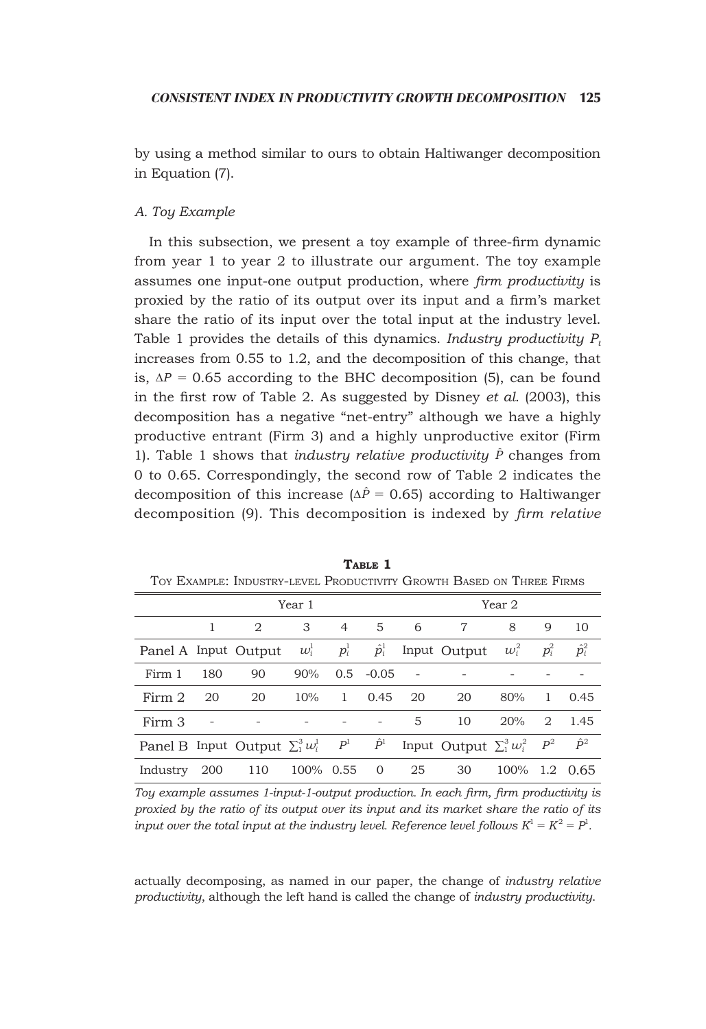by using a method similar to ours to obtain Haltiwanger decomposition in Equation (7).

### A. Toy Example

In this subsection, we present a toy example of three-firm dynamic from year 1 to year 2 to illustrate our argument. The toy example assumes one input-one output production, where *firm productivity* is proxied by the ratio of its output over its input and a firm's market share the ratio of its input over the total input at the industry level. Table 1 provides the details of this dynamics. *Industry productivity* $P_t$ increases from 0.55 to 1.2, and the decomposition of this change, that is, $\Delta P = 0.65$ according to the BHC decomposition (5), can be found in the first row of Table 2. As suggested by Disney *et al.* (2003), this decomposition has a negative "net-entry" although we have a highly productive entrant (Firm 3) and a highly unproductive exitor (Firm 1). Table 1 shows that *industry relative productivity* $\hat{P}$ changes from 0 to 0.65. Correspondingly, the second row of Table 2 indicates the decomposition of this increase ($\Delta\hat{P} = 0.65$) according to Haltiwanger decomposition (9). This decomposition is indexed by *firm relative*

**Table 1**

Toy Example: Industry-level Productivity Growth Based on Three Firms

| | Year 1 | | | | | Year 2 | | | | |
|---|---|---|---|---|---|---|---|---|---|---|
| | 1 | 2 | 3 | 4 | 5 | 6 | 7 | 8 | 9 | 10 |
| Panel A | Input | Output | $w_i^1$ | $p_i^1$ | $\hat{p}_i^1$ | Input | Output | $w_i^2$ | $p_i^2$ | $\hat{p}_i^2$ |
| Firm 1 | 180 | 90 | 90% | 0.5 | -0.05 | - | - | - | - | - |
| Firm 2 | 20 | 20 | 10% | 1 | 0.45 | 20 | 20 | 80% | 1 | 0.45 |
| Firm 3 | - | - | - | - | - | 5 | 10 | 20% | 2 | 1.45 |
| Panel B | Input | Output | $\sum_1^3 w_i^1$ | $P^1$ | $\hat{P}^1$ | Input | Output | $\sum_1^3 w_i^2$ | $P^2$ | $\hat{P}^2$ |
| Industry | 200 | 110 | 100% | 0.55 | 0 | 25 | 30 | 100% | 1.2 | 0.65 |

*Toy example assumes 1-input-1-output production. In each firm, firm productivity is proxied by the ratio of its output over its input and its market share the ratio of its input over the total input at the industry level. Reference level follows $K^1 = K^2 = P^1$.*

actually decomposing, as named in our paper, the change of *industry relative productivity*, although the left hand is called the change of *industry productivity*.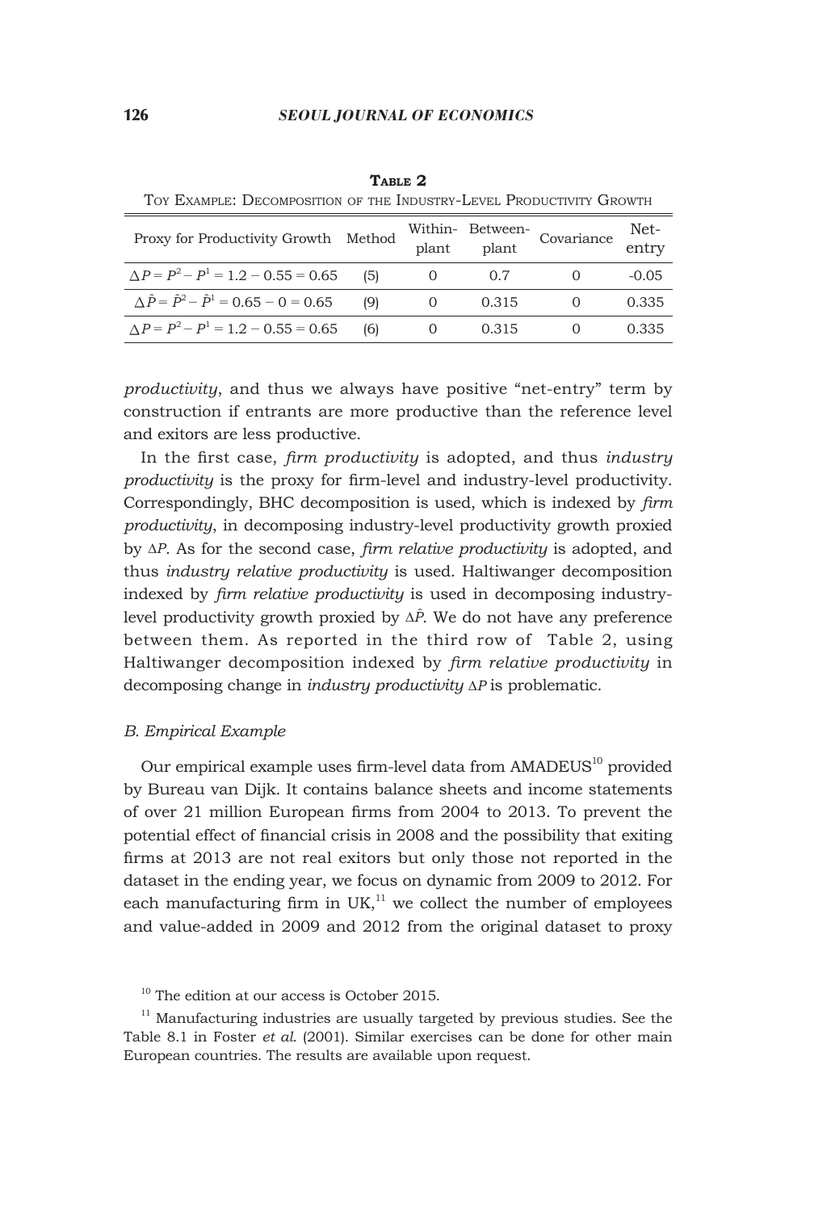**TABLE 2**

TOY EXAMPLE: DECOMPOSITION OF THE INDUSTRY-LEVEL PRODUCTIVITY GROWTH

| Proxy for Productivity Growth | Method | Within-plant | Between-plant | Covariance | Net-entry |
|---|---|---|---|---|---|
| $\Delta P = P^2 - P^1 = 1.2 - 0.55 = 0.65$ | (5) | 0 | 0.7 | 0 | -0.05 |
| $\Delta \hat{P} = \hat{P}^2 - \hat{P}^1 = 0.65 - 0 = 0.65$ | (9) | 0 | 0.315 | 0 | 0.335 |
| $\Delta P = P^2 - P^1 = 1.2 - 0.55 = 0.65$ | (6) | 0 | 0.315 | 0 | 0.335 |

*productivity*, and thus we always have positive "net-entry" term by construction if entrants are more productive than the reference level and exitors are less productive.

In the first case, *firm productivity* is adopted, and thus *industry productivity* is the proxy for firm-level and industry-level productivity. Correspondingly, BHC decomposition is used, which is indexed by *firm productivity*, in decomposing industry-level productivity growth proxied by $\Delta P$. As for the second case, *firm relative productivity* is adopted, and thus *industry relative productivity* is used. Haltiwanger decomposition indexed by *firm relative productivity* is used in decomposing industry-level productivity growth proxied by $\Delta \hat{P}$. We do not have any preference between them. As reported in the third row of Table 2, using Haltiwanger decomposition indexed by *firm relative productivity* in decomposing change in *industry productivity* $\Delta P$ is problematic.

### *B. Empirical Example*

Our empirical example uses firm-level data from AMADEUS[10] provided by Bureau van Dijk. It contains balance sheets and income statements of over 21 million European firms from 2004 to 2013. To prevent the potential effect of financial crisis in 2008 and the possibility that exiting firms at 2013 are not real exitors but only those not reported in the dataset in the ending year, we focus on dynamic from 2009 to 2012. For each manufacturing firm in UK,[11] we collect the number of employees and value-added in 2009 and 2012 from the original dataset to proxy

[10] The edition at our access is October 2015.

[11] Manufacturing industries are usually targeted by previous studies. See the Table 8.1 in Foster *et al.* (2001). Similar exercises can be done for other main European countries. The results are available upon request.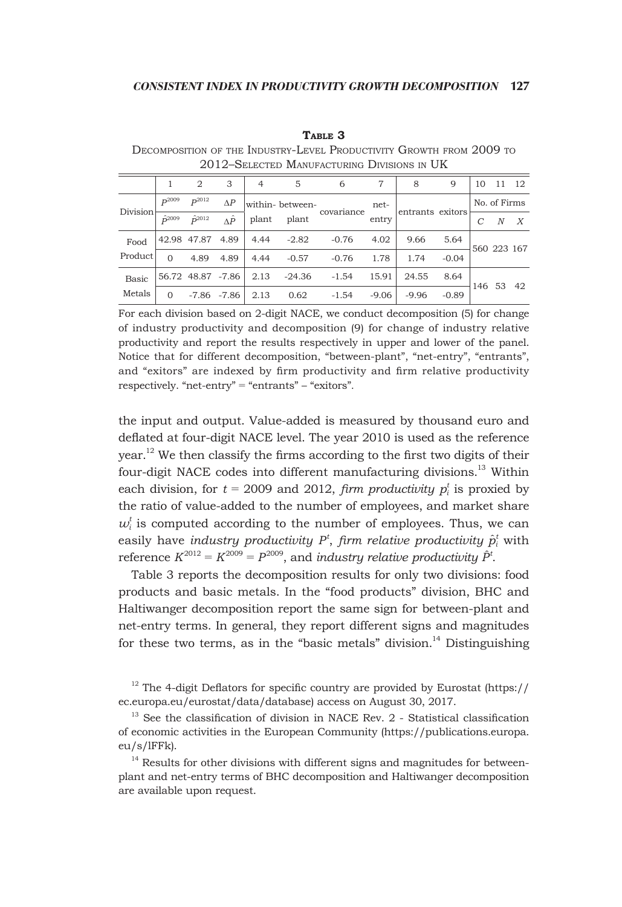**Table 3**

Decomposition of the Industry-Level Productivity Growth from 2009 to 2012–Selected Manufacturing Divisions in UK

| | 1 | 2 | 3 | 4 | 5 | 6 | 7 | 8 | 9 | 10 | 11 | 12 |
|---|---|---|---|---|---|---|---|---|---|---|---|---|
| Division | $P^{2009}$ | $P^{2012}$ | $\Delta P$ | within-plant | between-plant | covariance | net-entry | entrants | exitors | No. of Firms | | |
| | $\hat{P}^{2009}$ | $\hat{P}^{2012}$ | $\Delta\hat{P}$ | | | | | | | $C$ | $N$ | $X$ |
| Food Product | 42.98 | 47.87 | 4.89 | 4.44 | -2.82 | -0.76 | 4.02 | 9.66 | 5.64 | 560 | 223 | 167 |
| | 0 | 4.89 | 4.89 | 4.44 | -0.57 | -0.76 | 1.78 | 1.74 | -0.04 | | | |
| Basic Metals | 56.72 | 48.87 | -7.86 | 2.13 | -24.36 | -1.54 | 15.91 | 24.55 | 8.64 | 146 | 53 | 42 |
| | 0 | -7.86 | -7.86 | 2.13 | 0.62 | -1.54 | -9.06 | -9.96 | -0.89 | | | |

For each division based on 2-digit NACE, we conduct decomposition (5) for change of industry productivity and decomposition (9) for change of industry relative productivity and report the results respectively in upper and lower of the panel. Notice that for different decomposition, "between-plant", "net-entry", "entrants", and "exitors" are indexed by firm productivity and firm relative productivity respectively. "net-entry" = "entrants" – "exitors".

the input and output. Value-added is measured by thousand euro and deflated at four-digit NACE level. The year 2010 is used as the reference year.[12] We then classify the firms according to the first two digits of their four-digit NACE codes into different manufacturing divisions.[13] Within each division, for $t$ = 2009 and 2012, *firm productivity* $p_i^t$ is proxied by the ratio of value-added to the number of employees, and market share $w_i^t$ is computed according to the number of employees. Thus, we can easily have *industry productivity* $P^t$, *firm relative productivity* $\hat{p}_i^t$ with reference $K^{2012} = K^{2009} = P^{2009}$, and *industry relative productivity* $\hat{P}^t$.

Table 3 reports the decomposition results for only two divisions: food products and basic metals. In the "food products" division, BHC and Haltiwanger decomposition report the same sign for between-plant and net-entry terms. In general, they report different signs and magnitudes for these two terms, as in the "basic metals" division.[14] Distinguishing

[12] The 4-digit Deflators for specific country are provided by Eurostat (https://ec.europa.eu/eurostat/data/database) access on August 30, 2017.

[13] See the classification of division in NACE Rev. 2 - Statistical classification of economic activities in the European Community (https://publications.europa.eu/s/lFFk).

[14] Results for other divisions with different signs and magnitudes for between-plant and net-entry terms of BHC decomposition and Haltiwanger decomposition are available upon request.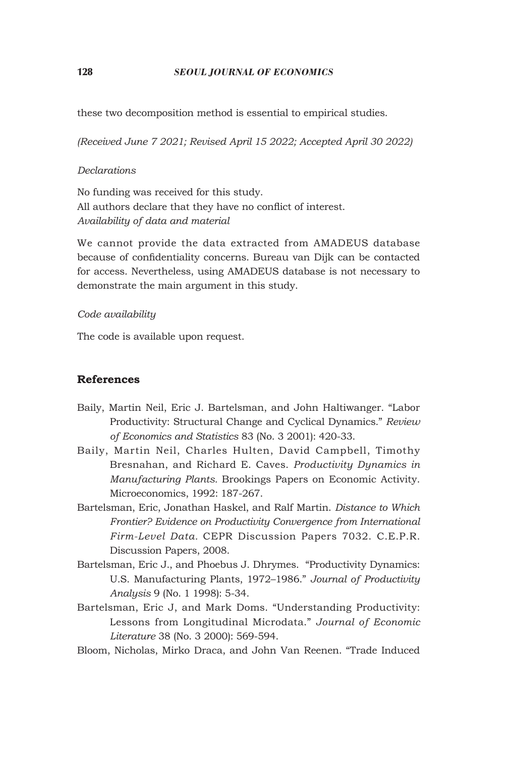these two decomposition method is essential to empirical studies.

*(Received June 7 2021; Revised April 15 2022; Accepted April 30 2022)*

*Declarations*

No funding was received for this study.
All authors declare that they have no conflict of interest.
*Availability of data and material*

We cannot provide the data extracted from AMADEUS database because of confidentiality concerns. Bureau van Dijk can be contacted for access. Nevertheless, using AMADEUS database is not necessary to demonstrate the main argument in this study.

*Code availability*

The code is available upon request.

## References

Baily, Martin Neil, Eric J. Bartelsman, and John Haltiwanger. "Labor Productivity: Structural Change and Cyclical Dynamics." *Review of Economics and Statistics* 83 (No. 3 2001): 420-33.

Baily, Martin Neil, Charles Hulten, David Campbell, Timothy Bresnahan, and Richard E. Caves. *Productivity Dynamics in Manufacturing Plants.* Brookings Papers on Economic Activity. Microeconomics, 1992: 187-267.

Bartelsman, Eric, Jonathan Haskel, and Ralf Martin. *Distance to Which Frontier? Evidence on Productivity Convergence from International Firm-Level Data.* CEPR Discussion Papers 7032. C.E.P.R. Discussion Papers, 2008.

Bartelsman, Eric J., and Phoebus J. Dhrymes. "Productivity Dynamics: U.S. Manufacturing Plants, 1972–1986." *Journal of Productivity Analysis* 9 (No. 1 1998): 5-34.

Bartelsman, Eric J, and Mark Doms. "Understanding Productivity: Lessons from Longitudinal Microdata." *Journal of Economic Literature* 38 (No. 3 2000): 569-594.

Bloom, Nicholas, Mirko Draca, and John Van Reenen. "Trade Induced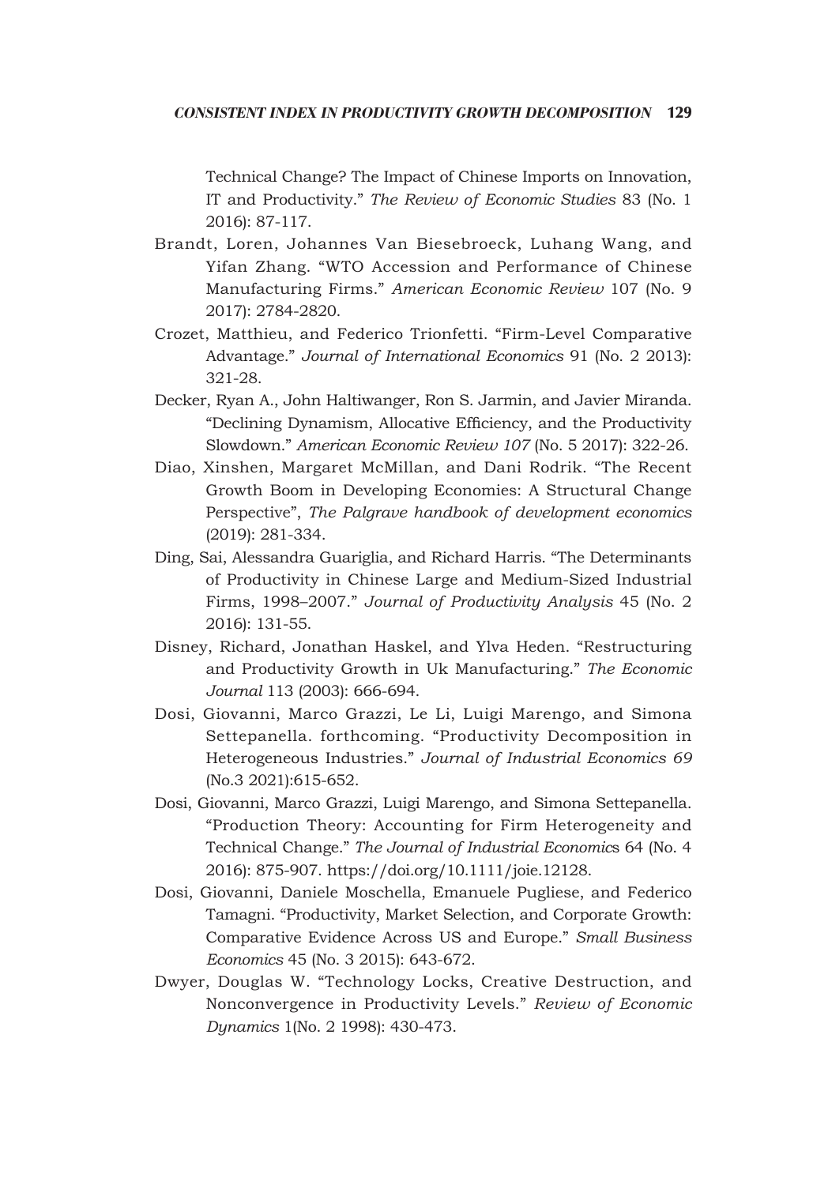Technical Change? The Impact of Chinese Imports on Innovation, IT and Productivity." *The Review of Economic Studies* 83 (No. 1 2016): 87-117.

Brandt, Loren, Johannes Van Biesebroeck, Luhang Wang, and Yifan Zhang. "WTO Accession and Performance of Chinese Manufacturing Firms." *American Economic Review* 107 (No. 9 2017): 2784-2820.

Crozet, Matthieu, and Federico Trionfetti. "Firm-Level Comparative Advantage." *Journal of International Economics* 91 (No. 2 2013): 321-28.

Decker, Ryan A., John Haltiwanger, Ron S. Jarmin, and Javier Miranda. "Declining Dynamism, Allocative Efficiency, and the Productivity Slowdown." *American Economic Review 107* (No. 5 2017): 322-26.

Diao, Xinshen, Margaret McMillan, and Dani Rodrik. "The Recent Growth Boom in Developing Economies: A Structural Change Perspective", *The Palgrave handbook of development economics* (2019): 281-334.

Ding, Sai, Alessandra Guariglia, and Richard Harris. "The Determinants of Productivity in Chinese Large and Medium-Sized Industrial Firms, 1998–2007." *Journal of Productivity Analysis* 45 (No. 2 2016): 131-55.

Disney, Richard, Jonathan Haskel, and Ylva Heden. "Restructuring and Productivity Growth in Uk Manufacturing." *The Economic Journal* 113 (2003): 666-694.

Dosi, Giovanni, Marco Grazzi, Le Li, Luigi Marengo, and Simona Settepanella. forthcoming. "Productivity Decomposition in Heterogeneous Industries." *Journal of Industrial Economics 69* (No.3 2021):615-652.

Dosi, Giovanni, Marco Grazzi, Luigi Marengo, and Simona Settepanella. "Production Theory: Accounting for Firm Heterogeneity and Technical Change." *The Journal of Industrial Economics* 64 (No. 4 2016): 875-907. https://doi.org/10.1111/joie.12128.

Dosi, Giovanni, Daniele Moschella, Emanuele Pugliese, and Federico Tamagni. "Productivity, Market Selection, and Corporate Growth: Comparative Evidence Across US and Europe." *Small Business Economics* 45 (No. 3 2015): 643-672.

Dwyer, Douglas W. "Technology Locks, Creative Destruction, and Nonconvergence in Productivity Levels." *Review of Economic Dynamics* 1(No. 2 1998): 430-473.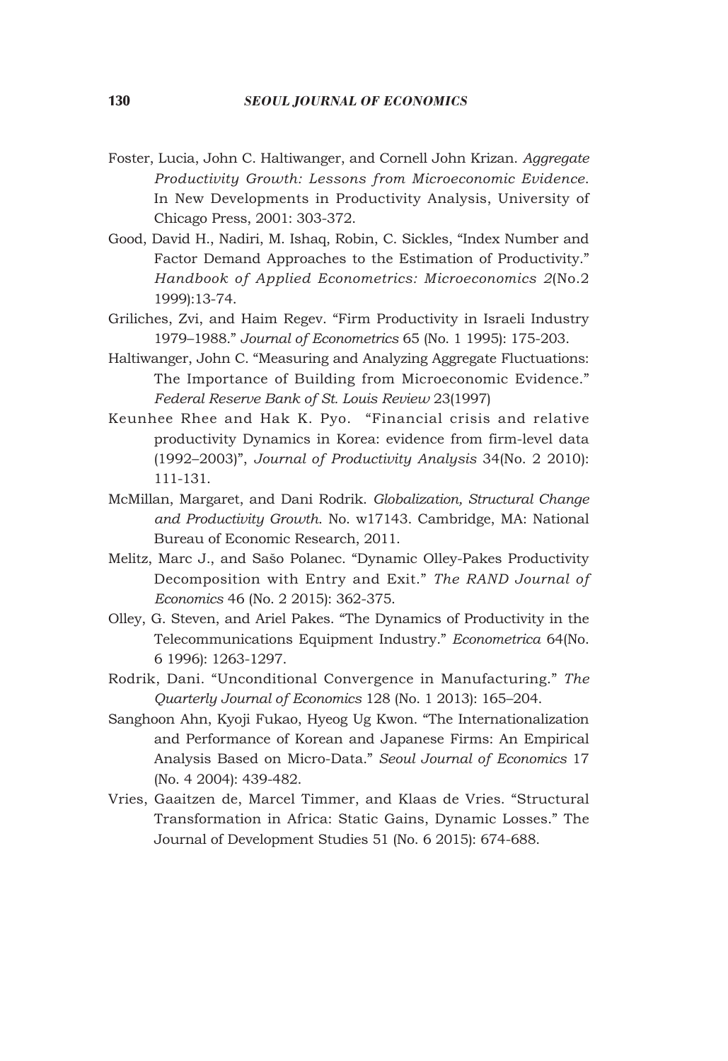Foster, Lucia, John C. Haltiwanger, and Cornell John Krizan. *Aggregate Productivity Growth: Lessons from Microeconomic Evidence*. In New Developments in Productivity Analysis, University of Chicago Press, 2001: 303-372.

Good, David H., Nadiri, M. Ishaq, Robin, C. Sickles, "Index Number and Factor Demand Approaches to the Estimation of Productivity." *Handbook of Applied Econometrics: Microeconomics 2*(No.2 1999):13-74.

Griliches, Zvi, and Haim Regev. "Firm Productivity in Israeli Industry 1979–1988." *Journal of Econometrics* 65 (No. 1 1995): 175-203.

Haltiwanger, John C. "Measuring and Analyzing Aggregate Fluctuations: The Importance of Building from Microeconomic Evidence." *Federal Reserve Bank of St. Louis Review* 23(1997)

Keunhee Rhee and Hak K. Pyo. "Financial crisis and relative productivity Dynamics in Korea: evidence from firm-level data (1992–2003)", *Journal of Productivity Analysis* 34(No. 2 2010): 111-131.

McMillan, Margaret, and Dani Rodrik. *Globalization, Structural Change and Productivity Growth.* No. w17143. Cambridge, MA: National Bureau of Economic Research, 2011.

Melitz, Marc J., and Sašo Polanec. "Dynamic Olley-Pakes Productivity Decomposition with Entry and Exit." *The RAND Journal of Economics* 46 (No. 2 2015): 362-375.

Olley, G. Steven, and Ariel Pakes. "The Dynamics of Productivity in the Telecommunications Equipment Industry." *Econometrica* 64(No. 6 1996): 1263-1297.

Rodrik, Dani. "Unconditional Convergence in Manufacturing." *The Quarterly Journal of Economics* 128 (No. 1 2013): 165–204.

Sanghoon Ahn, Kyoji Fukao, Hyeog Ug Kwon. "The Internationalization and Performance of Korean and Japanese Firms: An Empirical Analysis Based on Micro-Data." *Seoul Journal of Economics* 17 (No. 4 2004): 439-482.

Vries, Gaaitzen de, Marcel Timmer, and Klaas de Vries. "Structural Transformation in Africa: Static Gains, Dynamic Losses." The Journal of Development Studies 51 (No. 6 2015): 674-688.